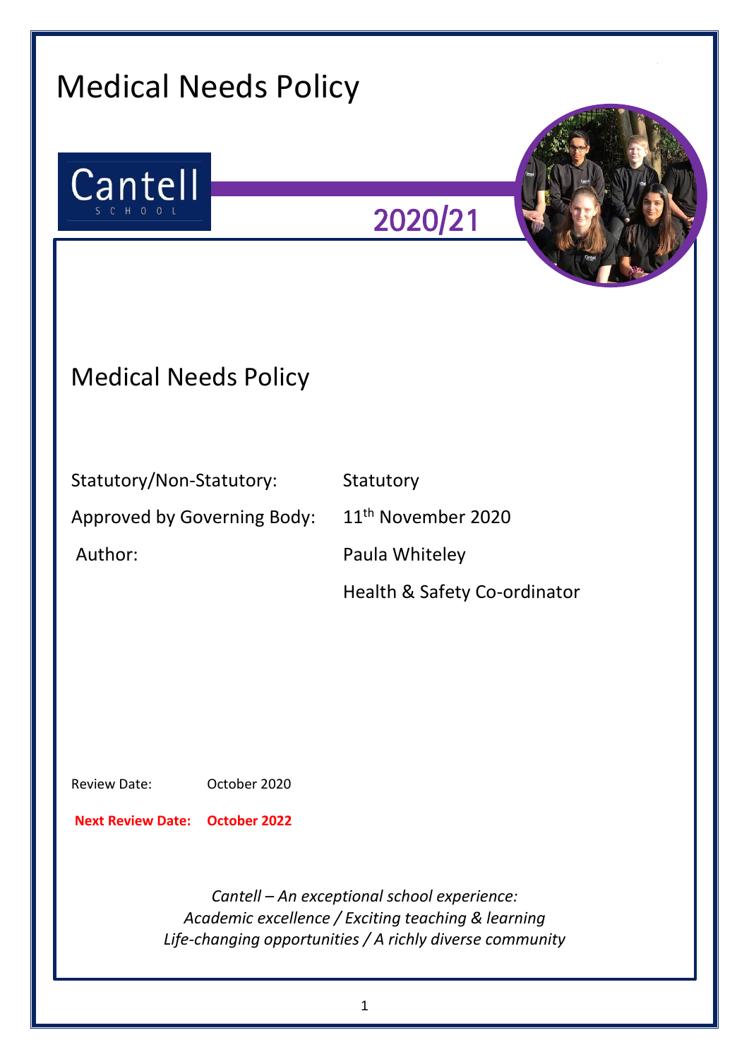# Medical Needs Policy

Cantell
SCHOOL

2020/21

## Medical Needs Policy

| | |
|---|---|
| Statutory/Non-Statutory: | Statutory |
| Approved by Governing Body: | 11th November 2020 |
| Author: | Paula Whiteley |
| | Health & Safety Co-ordinator |

Review Date: October 2020

**Next Review Date: October 2022**

*Cantell – An exceptional school experience:*
*Academic excellence / Exciting teaching & learning*
*Life-changing opportunities / A richly diverse community*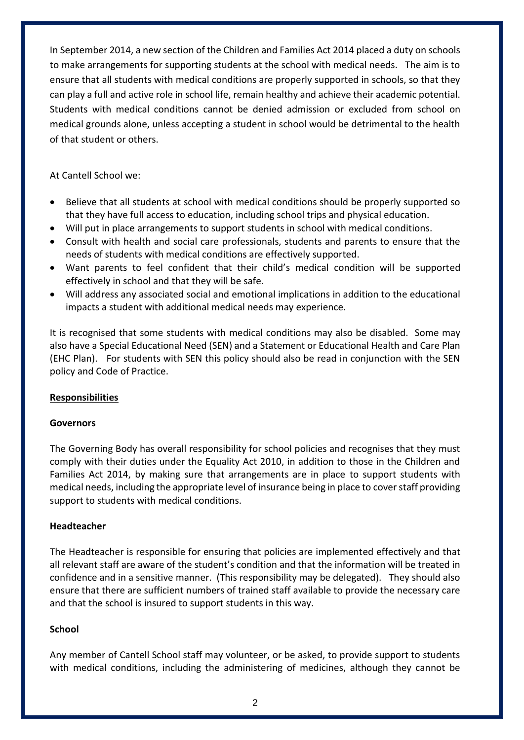In September 2014, a new section of the Children and Families Act 2014 placed a duty on schools to make arrangements for supporting students at the school with medical needs. The aim is to ensure that all students with medical conditions are properly supported in schools, so that they can play a full and active role in school life, remain healthy and achieve their academic potential. Students with medical conditions cannot be denied admission or excluded from school on medical grounds alone, unless accepting a student in school would be detrimental to the health of that student or others.

At Cantell School we:

- Believe that all students at school with medical conditions should be properly supported so that they have full access to education, including school trips and physical education.
- Will put in place arrangements to support students in school with medical conditions.
- Consult with health and social care professionals, students and parents to ensure that the needs of students with medical conditions are effectively supported.
- Want parents to feel confident that their child's medical condition will be supported effectively in school and that they will be safe.
- Will address any associated social and emotional implications in addition to the educational impacts a student with additional medical needs may experience.

It is recognised that some students with medical conditions may also be disabled. Some may also have a Special Educational Need (SEN) and a Statement or Educational Health and Care Plan (EHC Plan). For students with SEN this policy should also be read in conjunction with the SEN policy and Code of Practice.

## Responsibilities

### Governors

The Governing Body has overall responsibility for school policies and recognises that they must comply with their duties under the Equality Act 2010, in addition to those in the Children and Families Act 2014, by making sure that arrangements are in place to support students with medical needs, including the appropriate level of insurance being in place to cover staff providing support to students with medical conditions.

### Headteacher

The Headteacher is responsible for ensuring that policies are implemented effectively and that all relevant staff are aware of the student's condition and that the information will be treated in confidence and in a sensitive manner. (This responsibility may be delegated). They should also ensure that there are sufficient numbers of trained staff available to provide the necessary care and that the school is insured to support students in this way.

### School

Any member of Cantell School staff may volunteer, or be asked, to provide support to students with medical conditions, including the administering of medicines, although they cannot be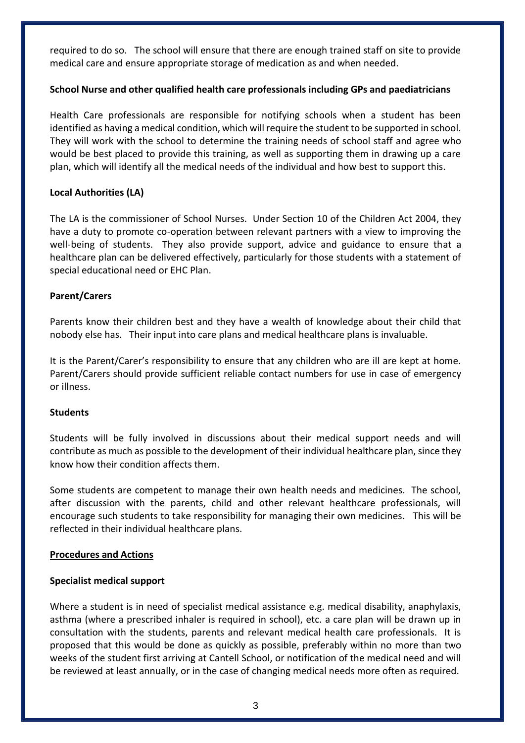required to do so. The school will ensure that there are enough trained staff on site to provide medical care and ensure appropriate storage of medication as and when needed.

**School Nurse and other qualified health care professionals including GPs and paediatricians**

Health Care professionals are responsible for notifying schools when a student has been identified as having a medical condition, which will require the student to be supported in school. They will work with the school to determine the training needs of school staff and agree who would be best placed to provide this training, as well as supporting them in drawing up a care plan, which will identify all the medical needs of the individual and how best to support this.

**Local Authorities (LA)**

The LA is the commissioner of School Nurses. Under Section 10 of the Children Act 2004, they have a duty to promote co-operation between relevant partners with a view to improving the well-being of students. They also provide support, advice and guidance to ensure that a healthcare plan can be delivered effectively, particularly for those students with a statement of special educational need or EHC Plan.

**Parent/Carers**

Parents know their children best and they have a wealth of knowledge about their child that nobody else has. Their input into care plans and medical healthcare plans is invaluable.

It is the Parent/Carer's responsibility to ensure that any children who are ill are kept at home. Parent/Carers should provide sufficient reliable contact numbers for use in case of emergency or illness.

**Students**

Students will be fully involved in discussions about their medical support needs and will contribute as much as possible to the development of their individual healthcare plan, since they know how their condition affects them.

Some students are competent to manage their own health needs and medicines. The school, after discussion with the parents, child and other relevant healthcare professionals, will encourage such students to take responsibility for managing their own medicines. This will be reflected in their individual healthcare plans.

## Procedures and Actions

**Specialist medical support**

Where a student is in need of specialist medical assistance e.g. medical disability, anaphylaxis, asthma (where a prescribed inhaler is required in school), etc. a care plan will be drawn up in consultation with the students, parents and relevant medical health care professionals. It is proposed that this would be done as quickly as possible, preferably within no more than two weeks of the student first arriving at Cantell School, or notification of the medical need and will be reviewed at least annually, or in the case of changing medical needs more often as required.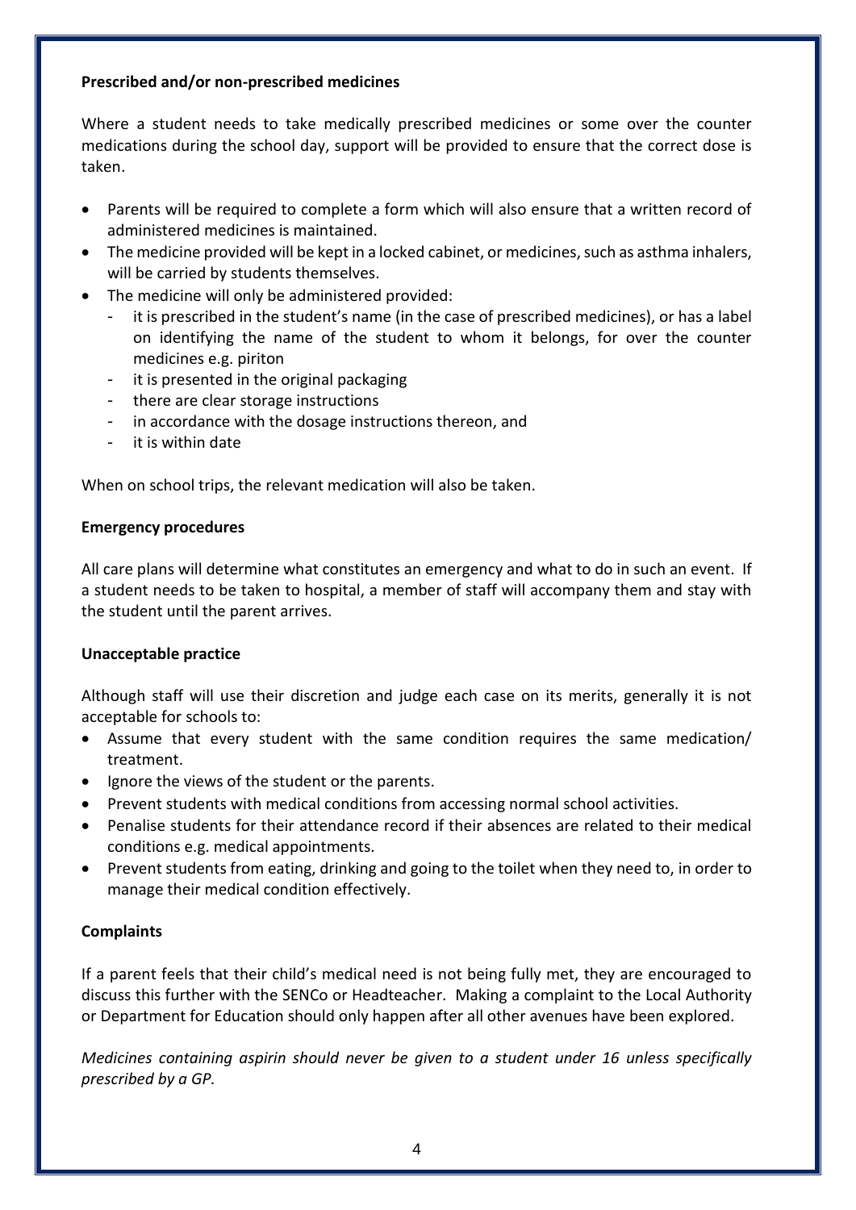**Prescribed and/or non-prescribed medicines**

Where a student needs to take medically prescribed medicines or some over the counter medications during the school day, support will be provided to ensure that the correct dose is taken.

- Parents will be required to complete a form which will also ensure that a written record of administered medicines is maintained.
- The medicine provided will be kept in a locked cabinet, or medicines, such as asthma inhalers, will be carried by students themselves.
- The medicine will only be administered provided:
    - it is prescribed in the student's name (in the case of prescribed medicines), or has a label on identifying the name of the student to whom it belongs, for over the counter medicines e.g. piriton
    - it is presented in the original packaging
    - there are clear storage instructions
    - in accordance with the dosage instructions thereon, and
    - it is within date

When on school trips, the relevant medication will also be taken.

**Emergency procedures**

All care plans will determine what constitutes an emergency and what to do in such an event. If a student needs to be taken to hospital, a member of staff will accompany them and stay with the student until the parent arrives.

**Unacceptable practice**

Although staff will use their discretion and judge each case on its merits, generally it is not acceptable for schools to:

- Assume that every student with the same condition requires the same medication/ treatment.
- Ignore the views of the student or the parents.
- Prevent students with medical conditions from accessing normal school activities.
- Penalise students for their attendance record if their absences are related to their medical conditions e.g. medical appointments.
- Prevent students from eating, drinking and going to the toilet when they need to, in order to manage their medical condition effectively.

**Complaints**

If a parent feels that their child's medical need is not being fully met, they are encouraged to discuss this further with the SENCo or Headteacher. Making a complaint to the Local Authority or Department for Education should only happen after all other avenues have been explored.

*Medicines containing aspirin should never be given to a student under 16 unless specifically prescribed by a GP.*